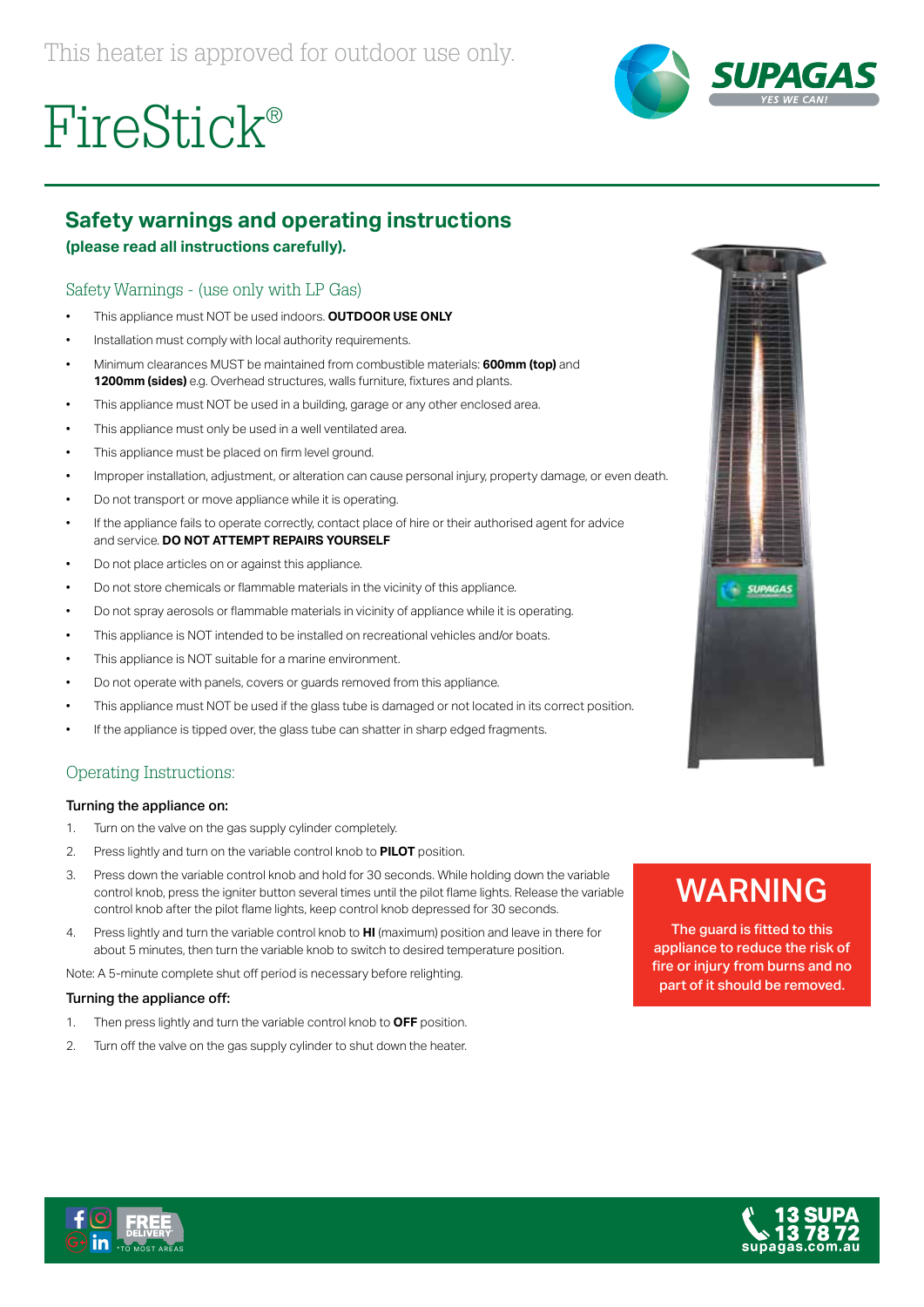This heater is approved for outdoor use only.

# FireStick®

## Safety warnings and operating instructions

**(please read all instructions carefully).**

### Safety Warnings - (use only with LP Gas)

- This appliance must NOT be used indoors. **OUTDOOR USE ONLY**
- Installation must comply with local authority requirements.
- Minimum clearances MUST be maintained from combustible materials: **600mm (top)** and **1200mm (sides)** e.g. Overhead structures, walls furniture, fixtures and plants.
- This appliance must NOT be used in a building, garage or any other enclosed area.
- This appliance must only be used in a well ventilated area.
- This appliance must be placed on firm level ground.
- Improper installation, adjustment, or alteration can cause personal injury, property damage, or even death.
- Do not transport or move appliance while it is operating.
- If the appliance fails to operate correctly, contact place of hire or their authorised agent for advice and service. **DO NOT ATTEMPT REPAIRS YOURSELF**
- Do not place articles on or against this appliance.
- Do not store chemicals or flammable materials in the vicinity of this appliance.
- Do not spray aerosols or flammable materials in vicinity of appliance while it is operating.
- This appliance is NOT intended to be installed on recreational vehicles and/or boats.
- This appliance is NOT suitable for a marine environment.
- Do not operate with panels, covers or guards removed from this appliance.
- This appliance must NOT be used if the glass tube is damaged or not located in its correct position.
- If the appliance is tipped over, the glass tube can shatter in sharp edged fragments.

### Operating Instructions:

**Turning the appliance on:**

1. Turn on the valve on the gas supply cylinder completely.
2. Press lightly and turn on the variable control knob to **PILOT** position.
3. Press down the variable control knob and hold for 30 seconds. While holding down the variable control knob, press the igniter button several times until the pilot flame lights. Release the variable control knob after the pilot flame lights, keep control knob depressed for 30 seconds.
4. Press lightly and turn the variable control knob to **HI** (maximum) position and leave in there for about 5 minutes, then turn the variable knob to switch to desired temperature position.

Note: A 5-minute complete shut off period is necessary before relighting.

**Turning the appliance off:**

1. Then press lightly and turn the variable control knob to **OFF** position.
2. Turn off the valve on the gas supply cylinder to shut down the heater.

## WARNING

The guard is fitted to this appliance to reduce the risk of fire or injury from burns and no part of it should be removed.

FREE DELIVERY* *TO MOST AREAS

13 SUPA 13 78 72 supagas.com.au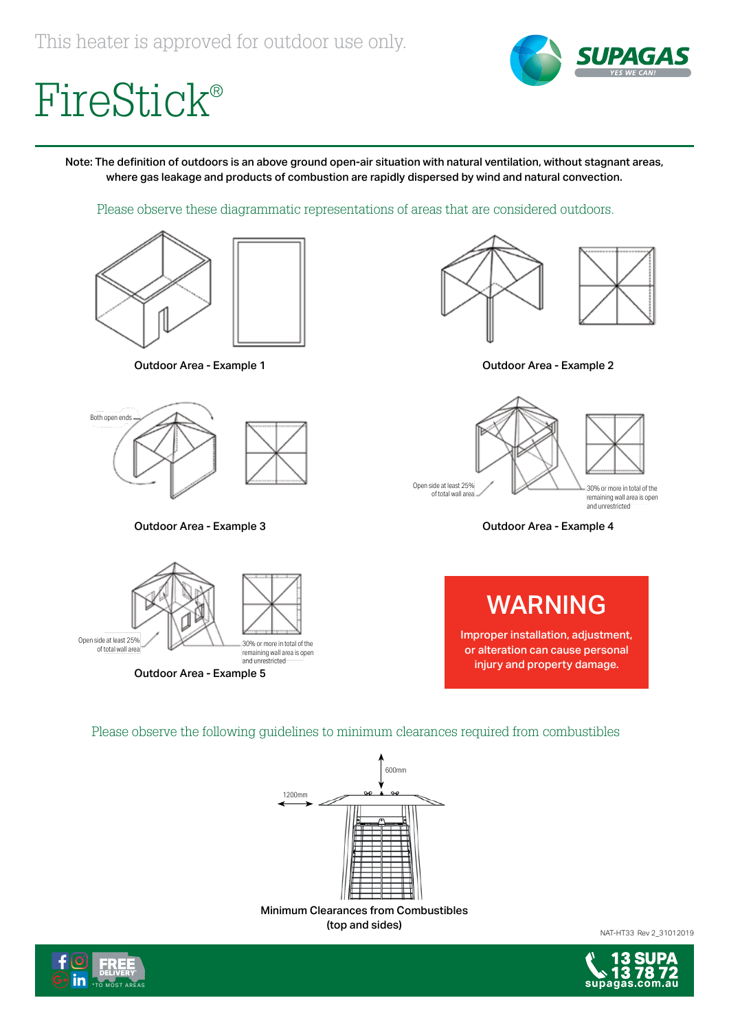This heater is approved for outdoor use only.

# FireStick®

**Note: The definition of outdoors is an above ground open-air situation with natural ventilation, without stagnant areas, where gas leakage and products of combustion are rapidly dispersed by wind and natural convection.**

Please observe these diagrammatic representations of areas that are considered outdoors.

Outdoor Area - Example 1

Outdoor Area - Example 2

Both open ends

Outdoor Area - Example 3

Open side at least 25% of total wall area

30% or more in total of the remaining wall area is open and unrestricted

Outdoor Area - Example 4

Open side at least 25% of total wall area

30% or more in total of the remaining wall area is open and unrestricted

Outdoor Area - Example 5

## WARNING

Improper installation, adjustment, or alteration can cause personal injury and property damage.

Please observe the following guidelines to minimum clearances required from combustibles

600mm

1200mm

Minimum Clearances from Combustibles (top and sides)

NAT-HT33 Rev 2_31012019

FREE DELIVERY* *TO MOST AREAS

13 SUPA 13 78 72 supagas.com.au